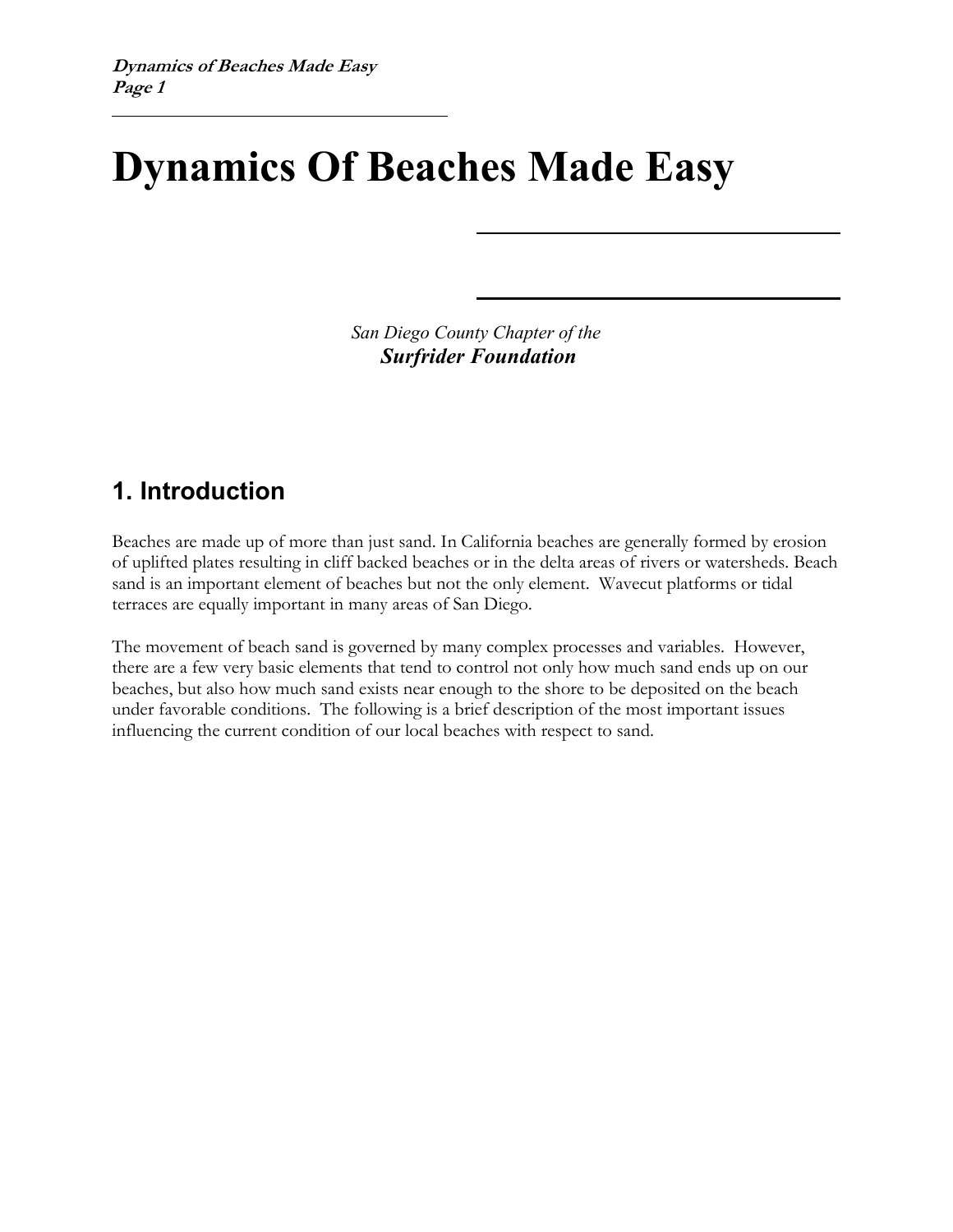# Dynamics Of Beaches Made Easy

*San Diego County Chapter of the*
***Surfrider Foundation***

## 1. Introduction

Beaches are made up of more than just sand. In California beaches are generally formed by erosion of uplifted plates resulting in cliff backed beaches or in the delta areas of rivers or watersheds. Beach sand is an important element of beaches but not the only element. Wavecut platforms or tidal terraces are equally important in many areas of San Diego.

The movement of beach sand is governed by many complex processes and variables. However, there are a few very basic elements that tend to control not only how much sand ends up on our beaches, but also how much sand exists near enough to the shore to be deposited on the beach under favorable conditions. The following is a brief description of the most important issues influencing the current condition of our local beaches with respect to sand.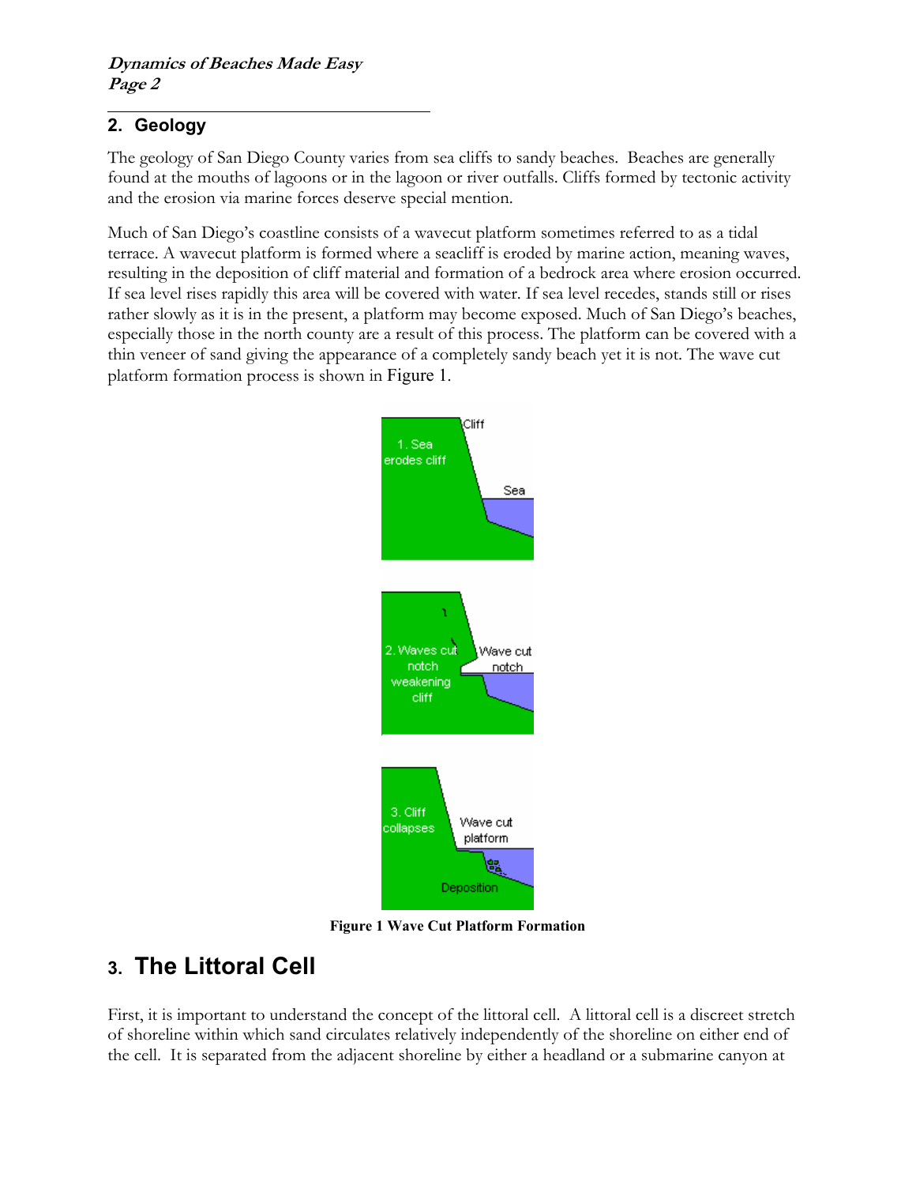## 2. Geology

The geology of San Diego County varies from sea cliffs to sandy beaches. Beaches are generally found at the mouths of lagoons or in the lagoon or river outfalls. Cliffs formed by tectonic activity and the erosion via marine forces deserve special mention.

Much of San Diego's coastline consists of a wavecut platform sometimes referred to as a tidal terrace. A wavecut platform is formed where a seacliff is eroded by marine action, meaning waves, resulting in the deposition of cliff material and formation of a bedrock area where erosion occurred. If sea level rises rapidly this area will be covered with water. If sea level recedes, stands still or rises rather slowly as it is in the present, a platform may become exposed. Much of San Diego's beaches, especially those in the north county are a result of this process. The platform can be covered with a thin veneer of sand giving the appearance of a completely sandy beach yet it is not. The wave cut platform formation process is shown in Figure 1.

**Figure 1 Wave Cut Platform Formation**

## 3. The Littoral Cell

First, it is important to understand the concept of the littoral cell. A littoral cell is a discreet stretch of shoreline within which sand circulates relatively independently of the shoreline on either end of the cell. It is separated from the adjacent shoreline by either a headland or a submarine canyon at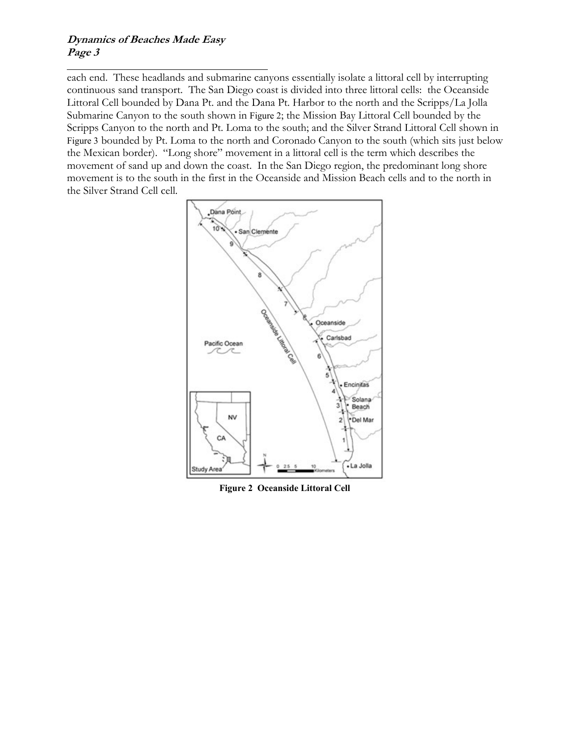each end. These headlands and submarine canyons essentially isolate a littoral cell by interrupting continuous sand transport. The San Diego coast is divided into three littoral cells: the Oceanside Littoral Cell bounded by Dana Pt. and the Dana Pt. Harbor to the north and the Scripps/La Jolla Submarine Canyon to the south shown in Figure 2; the Mission Bay Littoral Cell bounded by the Scripps Canyon to the north and Pt. Loma to the south; and the Silver Strand Littoral Cell shown in Figure 3 bounded by Pt. Loma to the north and Coronado Canyon to the south (which sits just below the Mexican border). "Long shore" movement in a littoral cell is the term which describes the movement of sand up and down the coast. In the San Diego region, the predominant long shore movement is to the south in the first in the Oceanside and Mission Beach cells and to the north in the Silver Strand Cell cell.

**Figure 2 Oceanside Littoral Cell**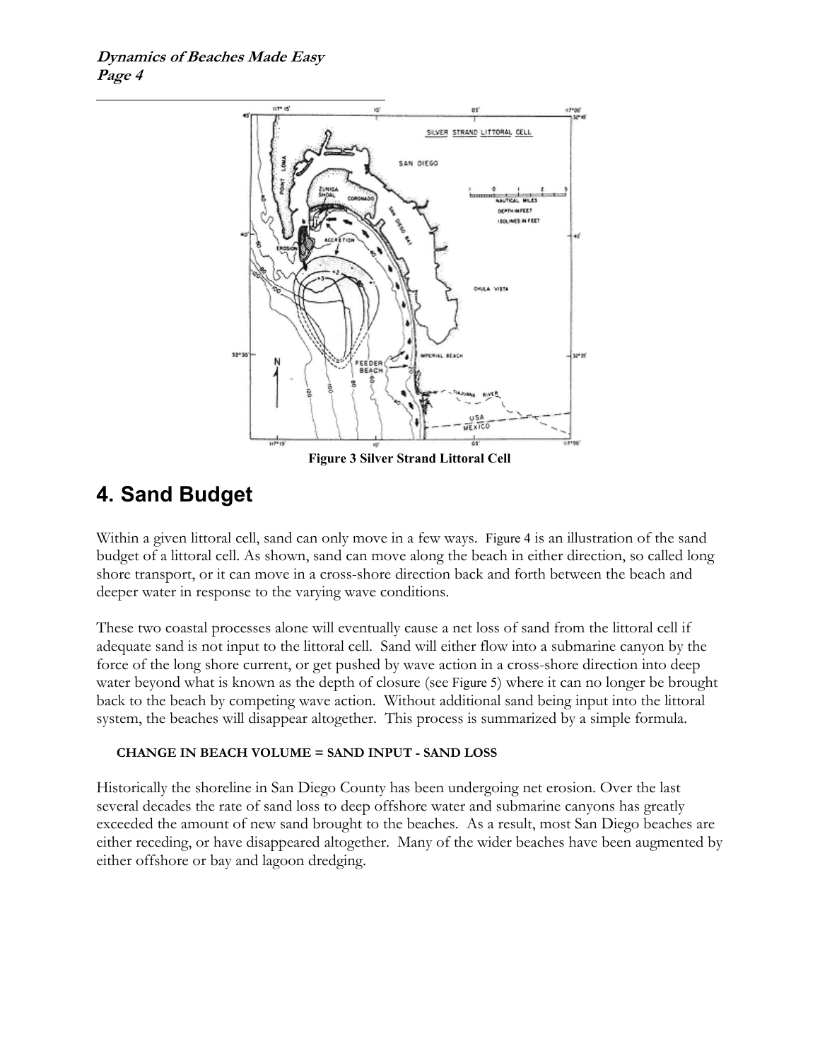Figure 3 Silver Strand Littoral Cell

## 4. Sand Budget

Within a given littoral cell, sand can only move in a few ways. Figure 4 is an illustration of the sand budget of a littoral cell. As shown, sand can move along the beach in either direction, so called long shore transport, or it can move in a cross-shore direction back and forth between the beach and deeper water in response to the varying wave conditions.

These two coastal processes alone will eventually cause a net loss of sand from the littoral cell if adequate sand is not input to the littoral cell. Sand will either flow into a submarine canyon by the force of the long shore current, or get pushed by wave action in a cross-shore direction into deep water beyond what is known as the depth of closure (see Figure 5) where it can no longer be brought back to the beach by competing wave action. Without additional sand being input into the littoral system, the beaches will disappear altogether. This process is summarized by a simple formula.

**CHANGE IN BEACH VOLUME = SAND INPUT - SAND LOSS**

Historically the shoreline in San Diego County has been undergoing net erosion. Over the last several decades the rate of sand loss to deep offshore water and submarine canyons has greatly exceeded the amount of new sand brought to the beaches. As a result, most San Diego beaches are either receding, or have disappeared altogether. Many of the wider beaches have been augmented by either offshore or bay and lagoon dredging.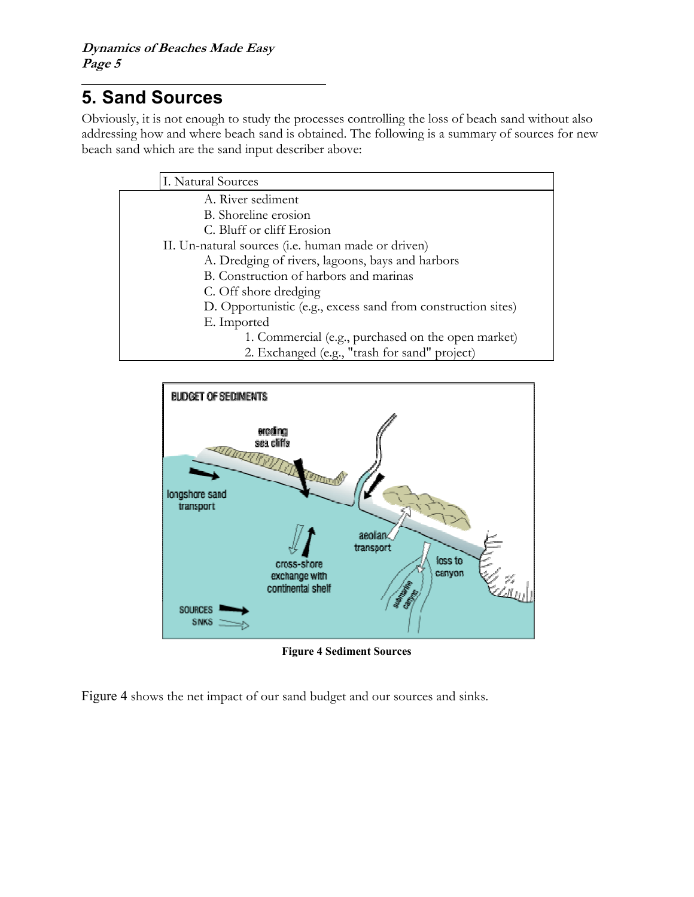## 5. Sand Sources

Obviously, it is not enough to study the processes controlling the loss of beach sand without also addressing how and where beach sand is obtained. The following is a summary of sources for new beach sand which are the sand input describer above:

- I. Natural Sources
  - A. River sediment
  - B. Shoreline erosion
  - C. Bluff or cliff Erosion
- II. Un-natural sources (i.e. human made or driven)
  - A. Dredging of rivers, lagoons, bays and harbors
  - B. Construction of harbors and marinas
  - C. Off shore dredging
  - D. Opportunistic (e.g., excess sand from construction sites)
  - E. Imported
    1. Commercial (e.g., purchased on the open market)
    2. Exchanged (e.g., "trash for sand" project)

**Figure 4 Sediment Sources**

Figure 4 shows the net impact of our sand budget and our sources and sinks.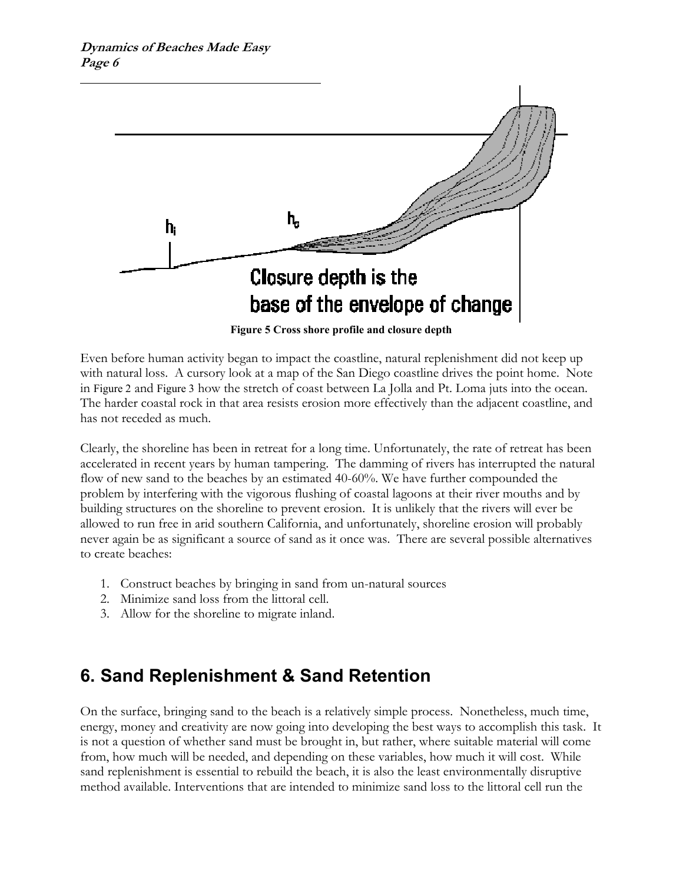Figure 5 Cross shore profile and closure depth

Even before human activity began to impact the coastline, natural replenishment did not keep up with natural loss. A cursory look at a map of the San Diego coastline drives the point home. Note in Figure 2 and Figure 3 how the stretch of coast between La Jolla and Pt. Loma juts into the ocean. The harder coastal rock in that area resists erosion more effectively than the adjacent coastline, and has not receded as much.

Clearly, the shoreline has been in retreat for a long time. Unfortunately, the rate of retreat has been accelerated in recent years by human tampering. The damming of rivers has interrupted the natural flow of new sand to the beaches by an estimated 40-60%. We have further compounded the problem by interfering with the vigorous flushing of coastal lagoons at their river mouths and by building structures on the shoreline to prevent erosion. It is unlikely that the rivers will ever be allowed to run free in arid southern California, and unfortunately, shoreline erosion will probably never again be as significant a source of sand as it once was. There are several possible alternatives to create beaches:

1. Construct beaches by bringing in sand from un-natural sources
2. Minimize sand loss from the littoral cell.
3. Allow for the shoreline to migrate inland.

## 6. Sand Replenishment & Sand Retention

On the surface, bringing sand to the beach is a relatively simple process. Nonetheless, much time, energy, money and creativity are now going into developing the best ways to accomplish this task. It is not a question of whether sand must be brought in, but rather, where suitable material will come from, how much will be needed, and depending on these variables, how much it will cost. While sand replenishment is essential to rebuild the beach, it is also the least environmentally disruptive method available. Interventions that are intended to minimize sand loss to the littoral cell run the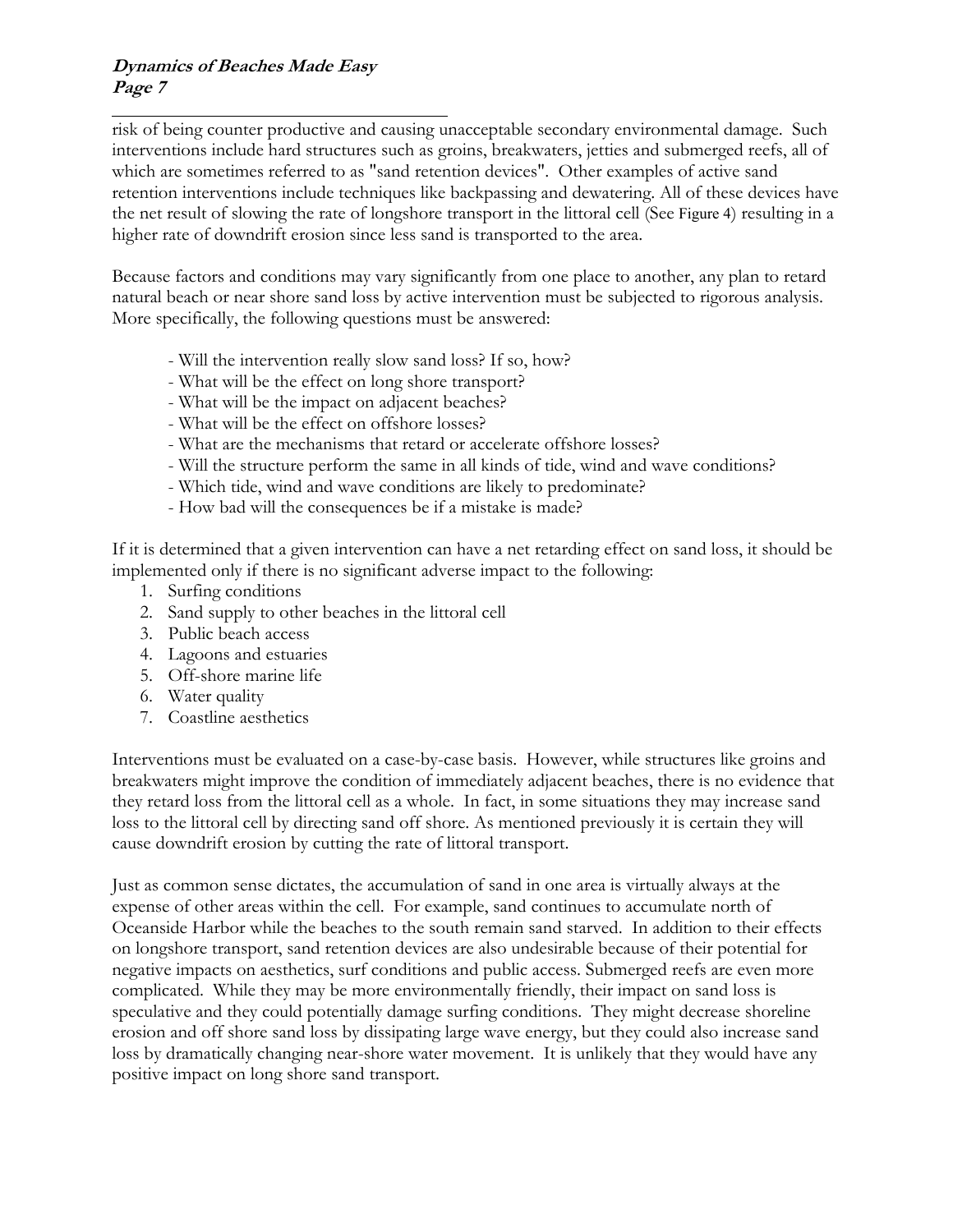risk of being counter productive and causing unacceptable secondary environmental damage. Such interventions include hard structures such as groins, breakwaters, jetties and submerged reefs, all of which are sometimes referred to as "sand retention devices". Other examples of active sand retention interventions include techniques like backpassing and dewatering. All of these devices have the net result of slowing the rate of longshore transport in the littoral cell (See Figure 4) resulting in a higher rate of downdrift erosion since less sand is transported to the area.

Because factors and conditions may vary significantly from one place to another, any plan to retard natural beach or near shore sand loss by active intervention must be subjected to rigorous analysis. More specifically, the following questions must be answered:

- Will the intervention really slow sand loss? If so, how?
- What will be the effect on long shore transport?
- What will be the impact on adjacent beaches?
- What will be the effect on offshore losses?
- What are the mechanisms that retard or accelerate offshore losses?
- Will the structure perform the same in all kinds of tide, wind and wave conditions?
- Which tide, wind and wave conditions are likely to predominate?
- How bad will the consequences be if a mistake is made?

If it is determined that a given intervention can have a net retarding effect on sand loss, it should be implemented only if there is no significant adverse impact to the following:

1. Surfing conditions
2. Sand supply to other beaches in the littoral cell
3. Public beach access
4. Lagoons and estuaries
5. Off-shore marine life
6. Water quality
7. Coastline aesthetics

Interventions must be evaluated on a case-by-case basis. However, while structures like groins and breakwaters might improve the condition of immediately adjacent beaches, there is no evidence that they retard loss from the littoral cell as a whole. In fact, in some situations they may increase sand loss to the littoral cell by directing sand off shore. As mentioned previously it is certain they will cause downdrift erosion by cutting the rate of littoral transport.

Just as common sense dictates, the accumulation of sand in one area is virtually always at the expense of other areas within the cell. For example, sand continues to accumulate north of Oceanside Harbor while the beaches to the south remain sand starved. In addition to their effects on longshore transport, sand retention devices are also undesirable because of their potential for negative impacts on aesthetics, surf conditions and public access. Submerged reefs are even more complicated. While they may be more environmentally friendly, their impact on sand loss is speculative and they could potentially damage surfing conditions. They might decrease shoreline erosion and off shore sand loss by dissipating large wave energy, but they could also increase sand loss by dramatically changing near-shore water movement. It is unlikely that they would have any positive impact on long shore sand transport.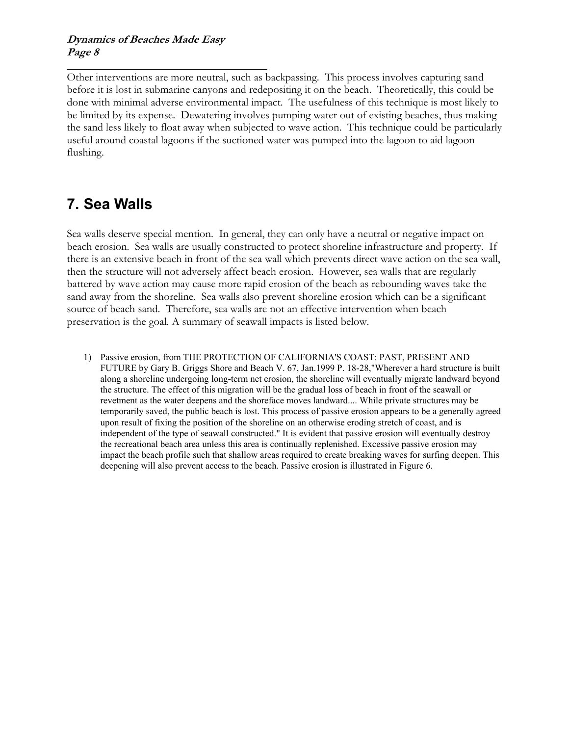Other interventions are more neutral, such as backpassing. This process involves capturing sand before it is lost in submarine canyons and redepositing it on the beach. Theoretically, this could be done with minimal adverse environmental impact. The usefulness of this technique is most likely to be limited by its expense. Dewatering involves pumping water out of existing beaches, thus making the sand less likely to float away when subjected to wave action. This technique could be particularly useful around coastal lagoons if the suctioned water was pumped into the lagoon to aid lagoon flushing.

## 7. Sea Walls

Sea walls deserve special mention. In general, they can only have a neutral or negative impact on beach erosion. Sea walls are usually constructed to protect shoreline infrastructure and property. If there is an extensive beach in front of the sea wall which prevents direct wave action on the sea wall, then the structure will not adversely affect beach erosion. However, sea walls that are regularly battered by wave action may cause more rapid erosion of the beach as rebounding waves take the sand away from the shoreline. Sea walls also prevent shoreline erosion which can be a significant source of beach sand. Therefore, sea walls are not an effective intervention when beach preservation is the goal. A summary of seawall impacts is listed below.

1) Passive erosion, from THE PROTECTION OF CALIFORNIA'S COAST: PAST, PRESENT AND FUTURE by Gary B. Griggs Shore and Beach V. 67, Jan.1999 P. 18-28,"Wherever a hard structure is built along a shoreline undergoing long-term net erosion, the shoreline will eventually migrate landward beyond the structure. The effect of this migration will be the gradual loss of beach in front of the seawall or revetment as the water deepens and the shoreface moves landward.... While private structures may be temporarily saved, the public beach is lost. This process of passive erosion appears to be a generally agreed upon result of fixing the position of the shoreline on an otherwise eroding stretch of coast, and is independent of the type of seawall constructed." It is evident that passive erosion will eventually destroy the recreational beach area unless this area is continually replenished. Excessive passive erosion may impact the beach profile such that shallow areas required to create breaking waves for surfing deepen. This deepening will also prevent access to the beach. Passive erosion is illustrated in Figure 6.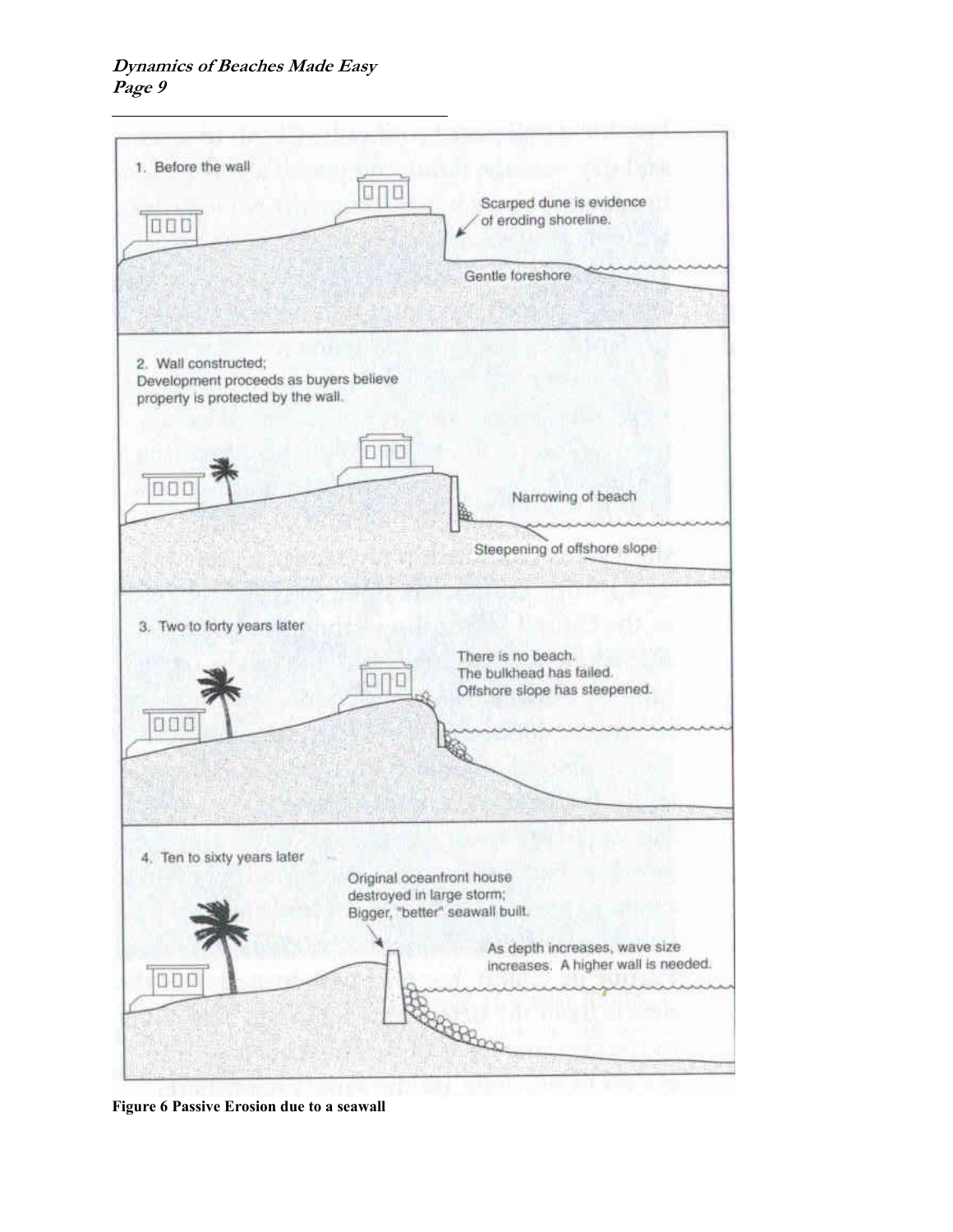1. Before the wall

Scarped dune is evidence of eroding shoreline.

Gentle foreshore

2. Wall constructed; Development proceeds as buyers believe property is protected by the wall.

Narrowing of beach

Steepening of offshore slope

3. Two to forty years later

There is no beach. The bulkhead has failed. Offshore slope has steepened.

4. Ten to sixty years later

Original oceanfront house destroyed in large storm; Bigger, "better" seawall built.

As depth increases, wave size increases. A higher wall is needed.

**Figure 6 Passive Erosion due to a seawall**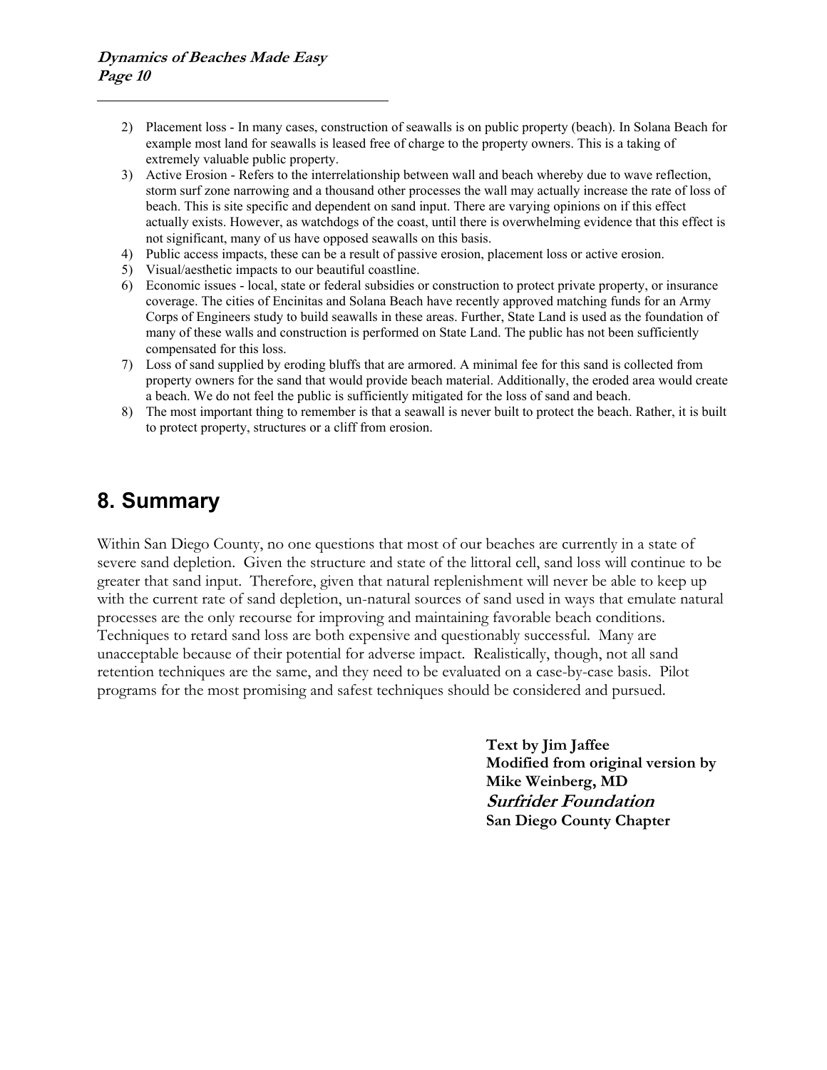2) Placement loss - In many cases, construction of seawalls is on public property (beach). In Solana Beach for example most land for seawalls is leased free of charge to the property owners. This is a taking of extremely valuable public property.
3) Active Erosion - Refers to the interrelationship between wall and beach whereby due to wave reflection, storm surf zone narrowing and a thousand other processes the wall may actually increase the rate of loss of beach. This is site specific and dependent on sand input. There are varying opinions on if this effect actually exists. However, as watchdogs of the coast, until there is overwhelming evidence that this effect is not significant, many of us have opposed seawalls on this basis.
4) Public access impacts, these can be a result of passive erosion, placement loss or active erosion.
5) Visual/aesthetic impacts to our beautiful coastline.
6) Economic issues - local, state or federal subsidies or construction to protect private property, or insurance coverage. The cities of Encinitas and Solana Beach have recently approved matching funds for an Army Corps of Engineers study to build seawalls in these areas. Further, State Land is used as the foundation of many of these walls and construction is performed on State Land. The public has not been sufficiently compensated for this loss.
7) Loss of sand supplied by eroding bluffs that are armored. A minimal fee for this sand is collected from property owners for the sand that would provide beach material. Additionally, the eroded area would create a beach. We do not feel the public is sufficiently mitigated for the loss of sand and beach.
8) The most important thing to remember is that a seawall is never built to protect the beach. Rather, it is built to protect property, structures or a cliff from erosion.

## 8. Summary

Within San Diego County, no one questions that most of our beaches are currently in a state of severe sand depletion. Given the structure and state of the littoral cell, sand loss will continue to be greater that sand input. Therefore, given that natural replenishment will never be able to keep up with the current rate of sand depletion, un-natural sources of sand used in ways that emulate natural processes are the only recourse for improving and maintaining favorable beach conditions. Techniques to retard sand loss are both expensive and questionably successful. Many are unacceptable because of their potential for adverse impact. Realistically, though, not all sand retention techniques are the same, and they need to be evaluated on a case-by-case basis. Pilot programs for the most promising and safest techniques should be considered and pursued.

**Text by Jim Jaffee**
**Modified from original version by**
**Mike Weinberg, MD**
***Surfrider Foundation***
**San Diego County Chapter**